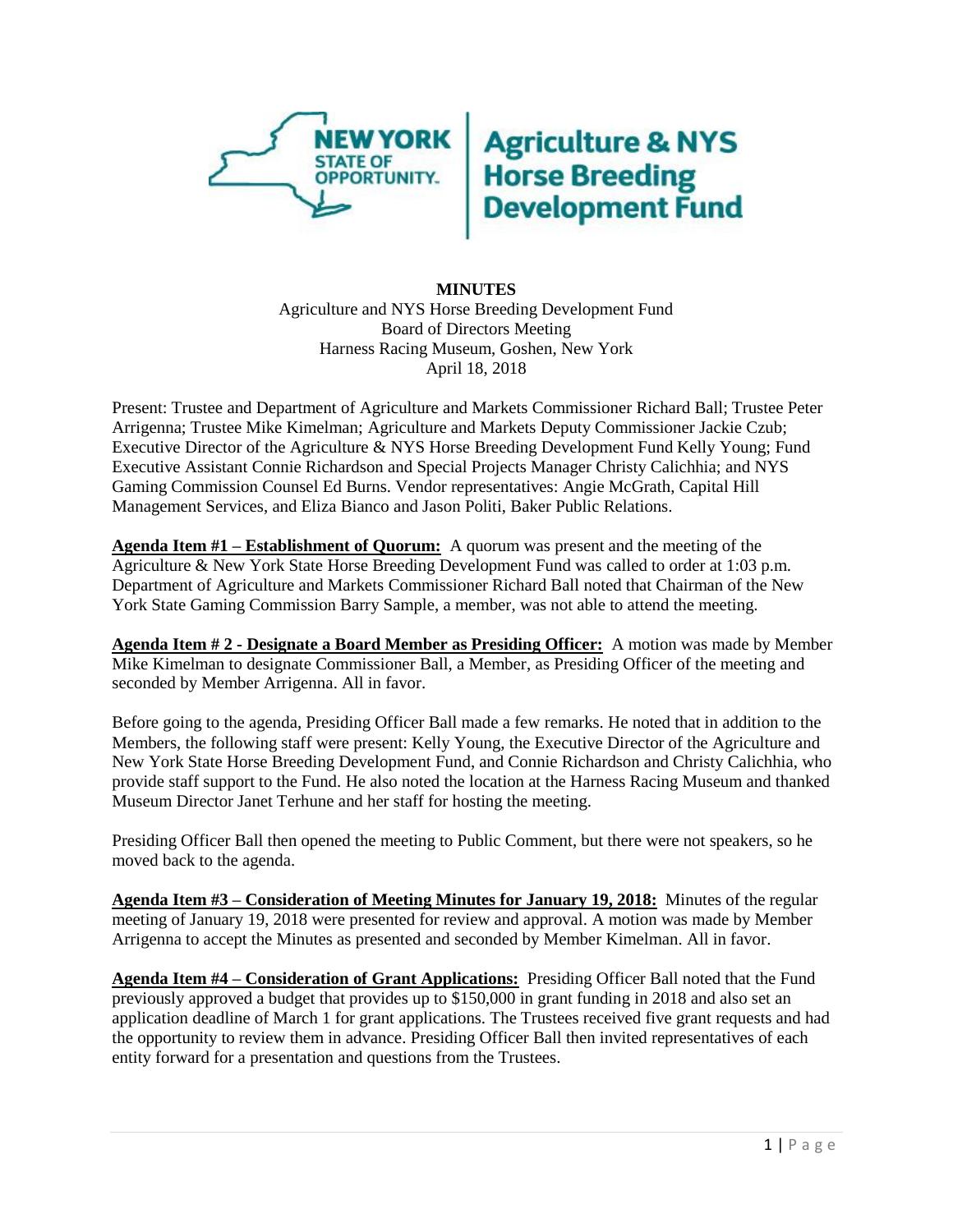**NEW YORK STATE OF OPPORTUNITY.** | **Agriculture & NYS Horse Breeding Development Fund**

**MINUTES**

Agriculture and NYS Horse Breeding Development Fund
Board of Directors Meeting
Harness Racing Museum, Goshen, New York
April 18, 2018

Present: Trustee and Department of Agriculture and Markets Commissioner Richard Ball; Trustee Peter Arrigenna; Trustee Mike Kimelman; Agriculture and Markets Deputy Commissioner Jackie Czub; Executive Director of the Agriculture & NYS Horse Breeding Development Fund Kelly Young; Fund Executive Assistant Connie Richardson and Special Projects Manager Christy Calichhia; and NYS Gaming Commission Counsel Ed Burns. Vendor representatives: Angie McGrath, Capital Hill Management Services, and Eliza Bianco and Jason Politi, Baker Public Relations.

**Agenda Item #1 – Establishment of Quorum:** A quorum was present and the meeting of the Agriculture & New York State Horse Breeding Development Fund was called to order at 1:03 p.m. Department of Agriculture and Markets Commissioner Richard Ball noted that Chairman of the New York State Gaming Commission Barry Sample, a member, was not able to attend the meeting.

**Agenda Item # 2 - Designate a Board Member as Presiding Officer:** A motion was made by Member Mike Kimelman to designate Commissioner Ball, a Member, as Presiding Officer of the meeting and seconded by Member Arrigenna. All in favor.

Before going to the agenda, Presiding Officer Ball made a few remarks. He noted that in addition to the Members, the following staff were present: Kelly Young, the Executive Director of the Agriculture and New York State Horse Breeding Development Fund, and Connie Richardson and Christy Calichhia, who provide staff support to the Fund. He also noted the location at the Harness Racing Museum and thanked Museum Director Janet Terhune and her staff for hosting the meeting.

Presiding Officer Ball then opened the meeting to Public Comment, but there were not speakers, so he moved back to the agenda.

**Agenda Item #3 – Consideration of Meeting Minutes for January 19, 2018:** Minutes of the regular meeting of January 19, 2018 were presented for review and approval. A motion was made by Member Arrigenna to accept the Minutes as presented and seconded by Member Kimelman. All in favor.

**Agenda Item #4 – Consideration of Grant Applications:** Presiding Officer Ball noted that the Fund previously approved a budget that provides up to $150,000 in grant funding in 2018 and also set an application deadline of March 1 for grant applications. The Trustees received five grant requests and had the opportunity to review them in advance. Presiding Officer Ball then invited representatives of each entity forward for a presentation and questions from the Trustees.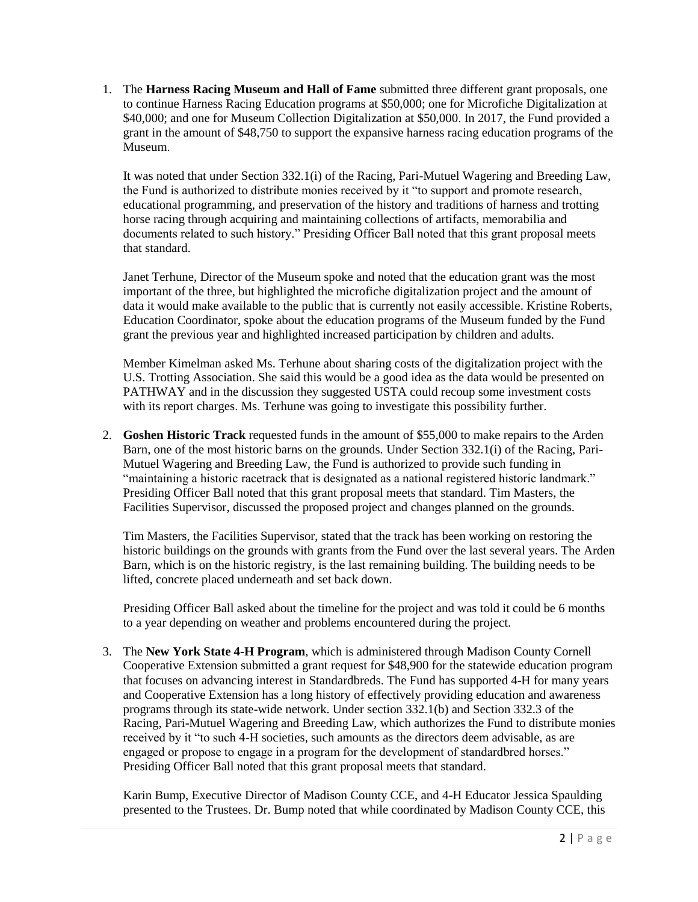1. The **Harness Racing Museum and Hall of Fame** submitted three different grant proposals, one to continue Harness Racing Education programs at $50,000; one for Microfiche Digitalization at $40,000; and one for Museum Collection Digitalization at $50,000. In 2017, the Fund provided a grant in the amount of $48,750 to support the expansive harness racing education programs of the Museum.

   It was noted that under Section 332.1(i) of the Racing, Pari-Mutuel Wagering and Breeding Law, the Fund is authorized to distribute monies received by it "to support and promote research, educational programming, and preservation of the history and traditions of harness and trotting horse racing through acquiring and maintaining collections of artifacts, memorabilia and documents related to such history." Presiding Officer Ball noted that this grant proposal meets that standard.

   Janet Terhune, Director of the Museum spoke and noted that the education grant was the most important of the three, but highlighted the microfiche digitalization project and the amount of data it would make available to the public that is currently not easily accessible. Kristine Roberts, Education Coordinator, spoke about the education programs of the Museum funded by the Fund grant the previous year and highlighted increased participation by children and adults.

   Member Kimelman asked Ms. Terhune about sharing costs of the digitalization project with the U.S. Trotting Association. She said this would be a good idea as the data would be presented on PATHWAY and in the discussion they suggested USTA could recoup some investment costs with its report charges. Ms. Terhune was going to investigate this possibility further.

2. **Goshen Historic Track** requested funds in the amount of $55,000 to make repairs to the Arden Barn, one of the most historic barns on the grounds. Under Section 332.1(i) of the Racing, Pari-Mutuel Wagering and Breeding Law, the Fund is authorized to provide such funding in "maintaining a historic racetrack that is designated as a national registered historic landmark." Presiding Officer Ball noted that this grant proposal meets that standard. Tim Masters, the Facilities Supervisor, discussed the proposed project and changes planned on the grounds.

   Tim Masters, the Facilities Supervisor, stated that the track has been working on restoring the historic buildings on the grounds with grants from the Fund over the last several years. The Arden Barn, which is on the historic registry, is the last remaining building. The building needs to be lifted, concrete placed underneath and set back down.

   Presiding Officer Ball asked about the timeline for the project and was told it could be 6 months to a year depending on weather and problems encountered during the project.

3. The **New York State 4-H Program**, which is administered through Madison County Cornell Cooperative Extension submitted a grant request for $48,900 for the statewide education program that focuses on advancing interest in Standardbreds. The Fund has supported 4-H for many years and Cooperative Extension has a long history of effectively providing education and awareness programs through its state-wide network. Under section 332.1(b) and Section 332.3 of the Racing, Pari-Mutuel Wagering and Breeding Law, which authorizes the Fund to distribute monies received by it "to such 4-H societies, such amounts as the directors deem advisable, as are engaged or propose to engage in a program for the development of standardbred horses." Presiding Officer Ball noted that this grant proposal meets that standard.

   Karin Bump, Executive Director of Madison County CCE, and 4-H Educator Jessica Spaulding presented to the Trustees. Dr. Bump noted that while coordinated by Madison County CCE, this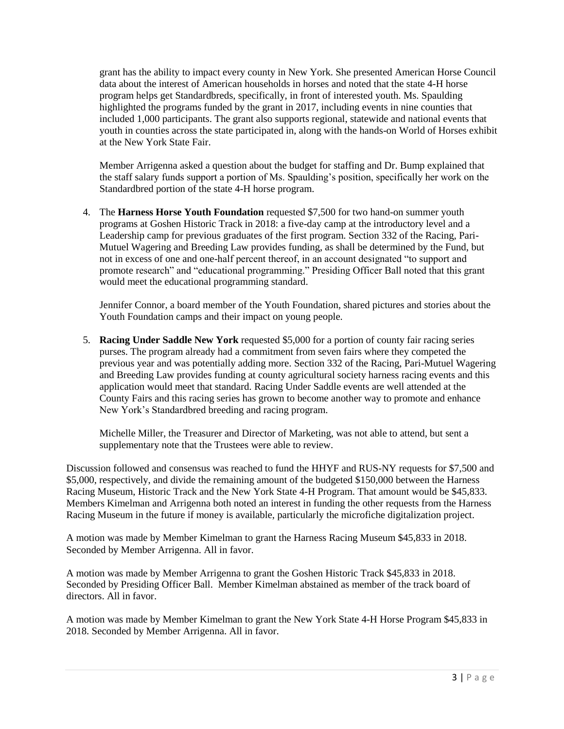grant has the ability to impact every county in New York. She presented American Horse Council data about the interest of American households in horses and noted that the state 4-H horse program helps get Standardbreds, specifically, in front of interested youth. Ms. Spaulding highlighted the programs funded by the grant in 2017, including events in nine counties that included 1,000 participants. The grant also supports regional, statewide and national events that youth in counties across the state participated in, along with the hands-on World of Horses exhibit at the New York State Fair.

Member Arrigenna asked a question about the budget for staffing and Dr. Bump explained that the staff salary funds support a portion of Ms. Spaulding's position, specifically her work on the Standardbred portion of the state 4-H horse program.

4. The **Harness Horse Youth Foundation** requested $7,500 for two hand-on summer youth programs at Goshen Historic Track in 2018: a five-day camp at the introductory level and a Leadership camp for previous graduates of the first program. Section 332 of the Racing, Pari-Mutuel Wagering and Breeding Law provides funding, as shall be determined by the Fund, but not in excess of one and one-half percent thereof, in an account designated "to support and promote research" and "educational programming." Presiding Officer Ball noted that this grant would meet the educational programming standard.

   Jennifer Connor, a board member of the Youth Foundation, shared pictures and stories about the Youth Foundation camps and their impact on young people.

5. **Racing Under Saddle New York** requested $5,000 for a portion of county fair racing series purses. The program already had a commitment from seven fairs where they competed the previous year and was potentially adding more. Section 332 of the Racing, Pari-Mutuel Wagering and Breeding Law provides funding at county agricultural society harness racing events and this application would meet that standard. Racing Under Saddle events are well attended at the County Fairs and this racing series has grown to become another way to promote and enhance New York's Standardbred breeding and racing program.

   Michelle Miller, the Treasurer and Director of Marketing, was not able to attend, but sent a supplementary note that the Trustees were able to review.

Discussion followed and consensus was reached to fund the HHYF and RUS-NY requests for $7,500 and $5,000, respectively, and divide the remaining amount of the budgeted $150,000 between the Harness Racing Museum, Historic Track and the New York State 4-H Program. That amount would be $45,833. Members Kimelman and Arrigenna both noted an interest in funding the other requests from the Harness Racing Museum in the future if money is available, particularly the microfiche digitalization project.

A motion was made by Member Kimelman to grant the Harness Racing Museum $45,833 in 2018. Seconded by Member Arrigenna. All in favor.

A motion was made by Member Arrigenna to grant the Goshen Historic Track $45,833 in 2018. Seconded by Presiding Officer Ball. Member Kimelman abstained as member of the track board of directors. All in favor.

A motion was made by Member Kimelman to grant the New York State 4-H Horse Program $45,833 in 2018. Seconded by Member Arrigenna. All in favor.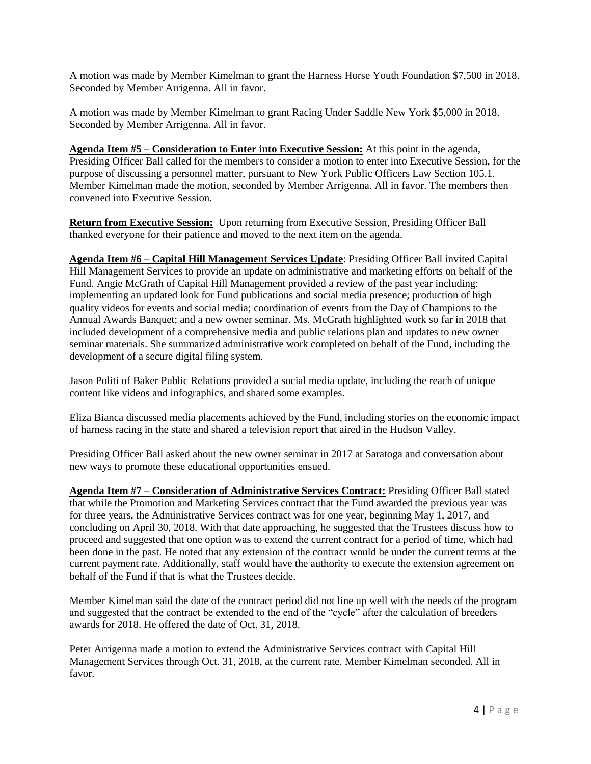A motion was made by Member Kimelman to grant the Harness Horse Youth Foundation $7,500 in 2018. Seconded by Member Arrigenna. All in favor.

A motion was made by Member Kimelman to grant Racing Under Saddle New York $5,000 in 2018. Seconded by Member Arrigenna. All in favor.

**Agenda Item #5 – Consideration to Enter into Executive Session:** At this point in the agenda, Presiding Officer Ball called for the members to consider a motion to enter into Executive Session, for the purpose of discussing a personnel matter, pursuant to New York Public Officers Law Section 105.1. Member Kimelman made the motion, seconded by Member Arrigenna. All in favor. The members then convened into Executive Session.

**Return from Executive Session:** Upon returning from Executive Session, Presiding Officer Ball thanked everyone for their patience and moved to the next item on the agenda.

**Agenda Item #6 – Capital Hill Management Services Update**: Presiding Officer Ball invited Capital Hill Management Services to provide an update on administrative and marketing efforts on behalf of the Fund. Angie McGrath of Capital Hill Management provided a review of the past year including: implementing an updated look for Fund publications and social media presence; production of high quality videos for events and social media; coordination of events from the Day of Champions to the Annual Awards Banquet; and a new owner seminar. Ms. McGrath highlighted work so far in 2018 that included development of a comprehensive media and public relations plan and updates to new owner seminar materials. She summarized administrative work completed on behalf of the Fund, including the development of a secure digital filing system.

Jason Politi of Baker Public Relations provided a social media update, including the reach of unique content like videos and infographics, and shared some examples.

Eliza Bianca discussed media placements achieved by the Fund, including stories on the economic impact of harness racing in the state and shared a television report that aired in the Hudson Valley.

Presiding Officer Ball asked about the new owner seminar in 2017 at Saratoga and conversation about new ways to promote these educational opportunities ensued.

**Agenda Item #7 – Consideration of Administrative Services Contract:** Presiding Officer Ball stated that while the Promotion and Marketing Services contract that the Fund awarded the previous year was for three years, the Administrative Services contract was for one year, beginning May 1, 2017, and concluding on April 30, 2018. With that date approaching, he suggested that the Trustees discuss how to proceed and suggested that one option was to extend the current contract for a period of time, which had been done in the past. He noted that any extension of the contract would be under the current terms at the current payment rate. Additionally, staff would have the authority to execute the extension agreement on behalf of the Fund if that is what the Trustees decide.

Member Kimelman said the date of the contract period did not line up well with the needs of the program and suggested that the contract be extended to the end of the "cycle" after the calculation of breeders awards for 2018. He offered the date of Oct. 31, 2018.

Peter Arrigenna made a motion to extend the Administrative Services contract with Capital Hill Management Services through Oct. 31, 2018, at the current rate. Member Kimelman seconded. All in favor.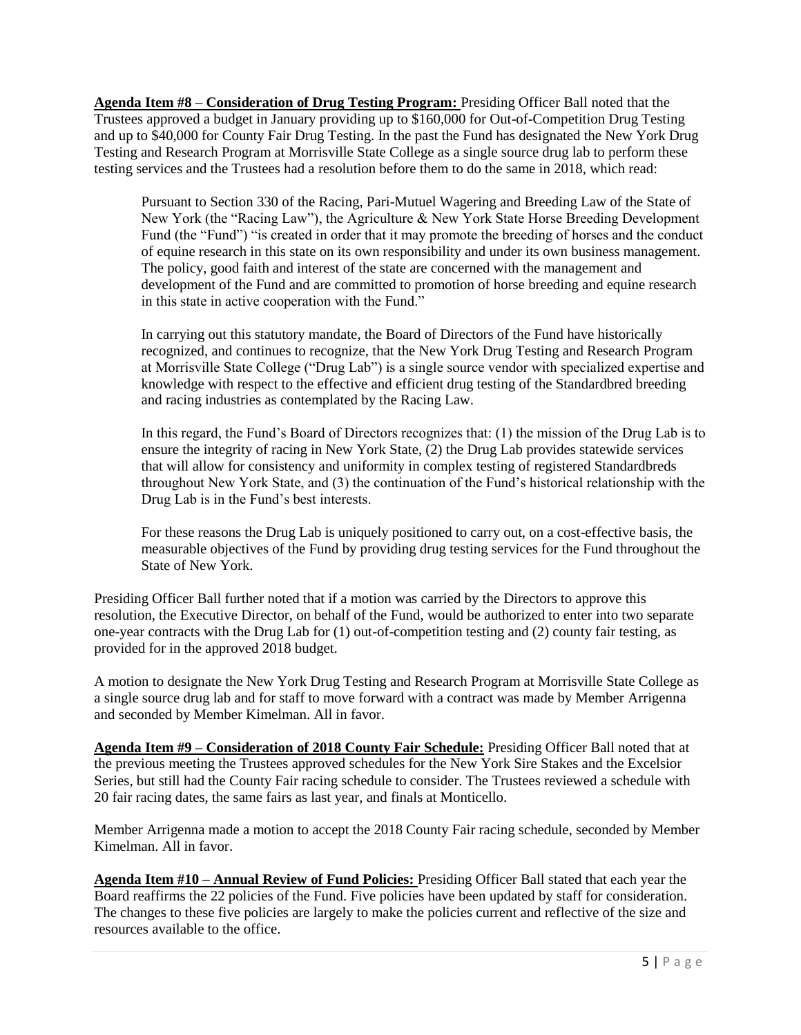**Agenda Item #8 – Consideration of Drug Testing Program:** Presiding Officer Ball noted that the Trustees approved a budget in January providing up to $160,000 for Out-of-Competition Drug Testing and up to $40,000 for County Fair Drug Testing. In the past the Fund has designated the New York Drug Testing and Research Program at Morrisville State College as a single source drug lab to perform these testing services and the Trustees had a resolution before them to do the same in 2018, which read:

> Pursuant to Section 330 of the Racing, Pari-Mutuel Wagering and Breeding Law of the State of New York (the "Racing Law"), the Agriculture & New York State Horse Breeding Development Fund (the "Fund") "is created in order that it may promote the breeding of horses and the conduct of equine research in this state on its own responsibility and under its own business management. The policy, good faith and interest of the state are concerned with the management and development of the Fund and are committed to promotion of horse breeding and equine research in this state in active cooperation with the Fund."
>
> In carrying out this statutory mandate, the Board of Directors of the Fund have historically recognized, and continues to recognize, that the New York Drug Testing and Research Program at Morrisville State College ("Drug Lab") is a single source vendor with specialized expertise and knowledge with respect to the effective and efficient drug testing of the Standardbred breeding and racing industries as contemplated by the Racing Law.
>
> In this regard, the Fund's Board of Directors recognizes that: (1) the mission of the Drug Lab is to ensure the integrity of racing in New York State, (2) the Drug Lab provides statewide services that will allow for consistency and uniformity in complex testing of registered Standardbreds throughout New York State, and (3) the continuation of the Fund's historical relationship with the Drug Lab is in the Fund's best interests.
>
> For these reasons the Drug Lab is uniquely positioned to carry out, on a cost-effective basis, the measurable objectives of the Fund by providing drug testing services for the Fund throughout the State of New York.

Presiding Officer Ball further noted that if a motion was carried by the Directors to approve this resolution, the Executive Director, on behalf of the Fund, would be authorized to enter into two separate one-year contracts with the Drug Lab for (1) out-of-competition testing and (2) county fair testing, as provided for in the approved 2018 budget.

A motion to designate the New York Drug Testing and Research Program at Morrisville State College as a single source drug lab and for staff to move forward with a contract was made by Member Arrigenna and seconded by Member Kimelman. All in favor.

**Agenda Item #9 – Consideration of 2018 County Fair Schedule:** Presiding Officer Ball noted that at the previous meeting the Trustees approved schedules for the New York Sire Stakes and the Excelsior Series, but still had the County Fair racing schedule to consider. The Trustees reviewed a schedule with 20 fair racing dates, the same fairs as last year, and finals at Monticello.

Member Arrigenna made a motion to accept the 2018 County Fair racing schedule, seconded by Member Kimelman. All in favor.

**Agenda Item #10 – Annual Review of Fund Policies:** Presiding Officer Ball stated that each year the Board reaffirms the 22 policies of the Fund. Five policies have been updated by staff for consideration. The changes to these five policies are largely to make the policies current and reflective of the size and resources available to the office.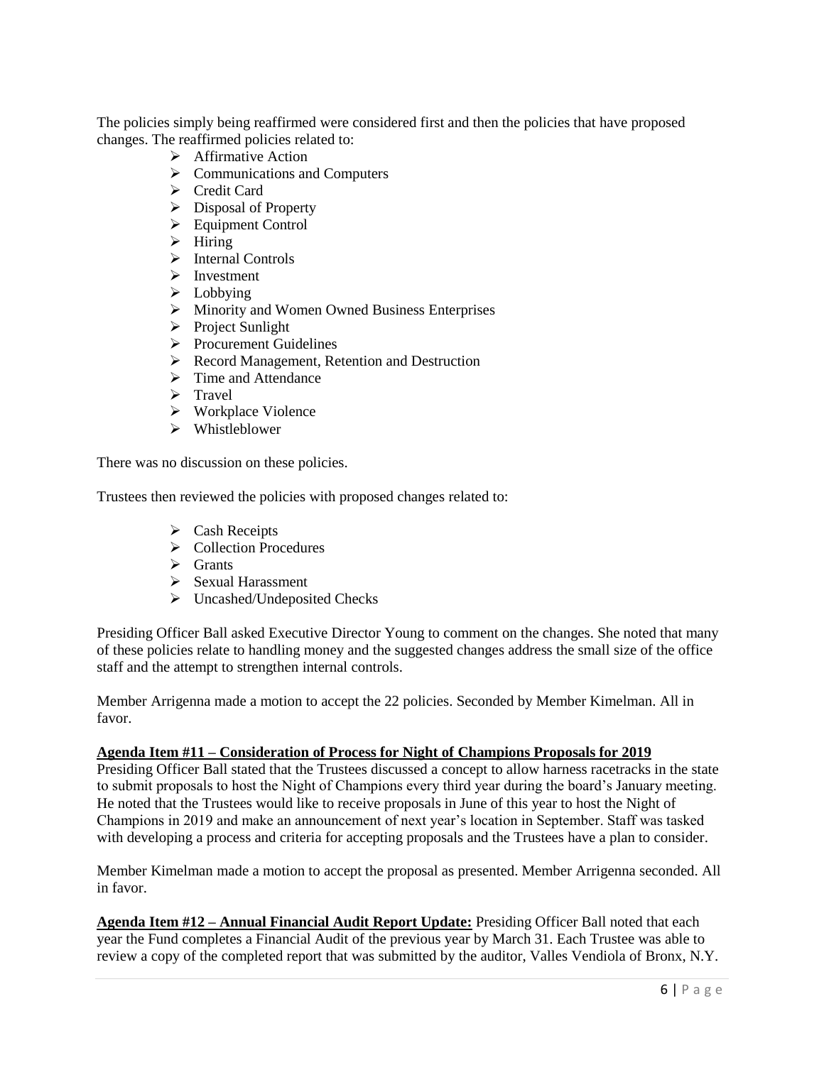The policies simply being reaffirmed were considered first and then the policies that have proposed changes. The reaffirmed policies related to:

- Affirmative Action
- Communications and Computers
- Credit Card
- Disposal of Property
- Equipment Control
- Hiring
- Internal Controls
- Investment
- Lobbying
- Minority and Women Owned Business Enterprises
- Project Sunlight
- Procurement Guidelines
- Record Management, Retention and Destruction
- Time and Attendance
- Travel
- Workplace Violence
- Whistleblower

There was no discussion on these policies.

Trustees then reviewed the policies with proposed changes related to:

- Cash Receipts
- Collection Procedures
- Grants
- Sexual Harassment
- Uncashed/Undeposited Checks

Presiding Officer Ball asked Executive Director Young to comment on the changes. She noted that many of these policies relate to handling money and the suggested changes address the small size of the office staff and the attempt to strengthen internal controls.

Member Arrigenna made a motion to accept the 22 policies. Seconded by Member Kimelman. All in favor.

**Agenda Item #11 – Consideration of Process for Night of Champions Proposals for 2019**

Presiding Officer Ball stated that the Trustees discussed a concept to allow harness racetracks in the state to submit proposals to host the Night of Champions every third year during the board's January meeting. He noted that the Trustees would like to receive proposals in June of this year to host the Night of Champions in 2019 and make an announcement of next year's location in September. Staff was tasked with developing a process and criteria for accepting proposals and the Trustees have a plan to consider.

Member Kimelman made a motion to accept the proposal as presented. Member Arrigenna seconded. All in favor.

**Agenda Item #12 – Annual Financial Audit Report Update:** Presiding Officer Ball noted that each year the Fund completes a Financial Audit of the previous year by March 31. Each Trustee was able to review a copy of the completed report that was submitted by the auditor, Valles Vendiola of Bronx, N.Y.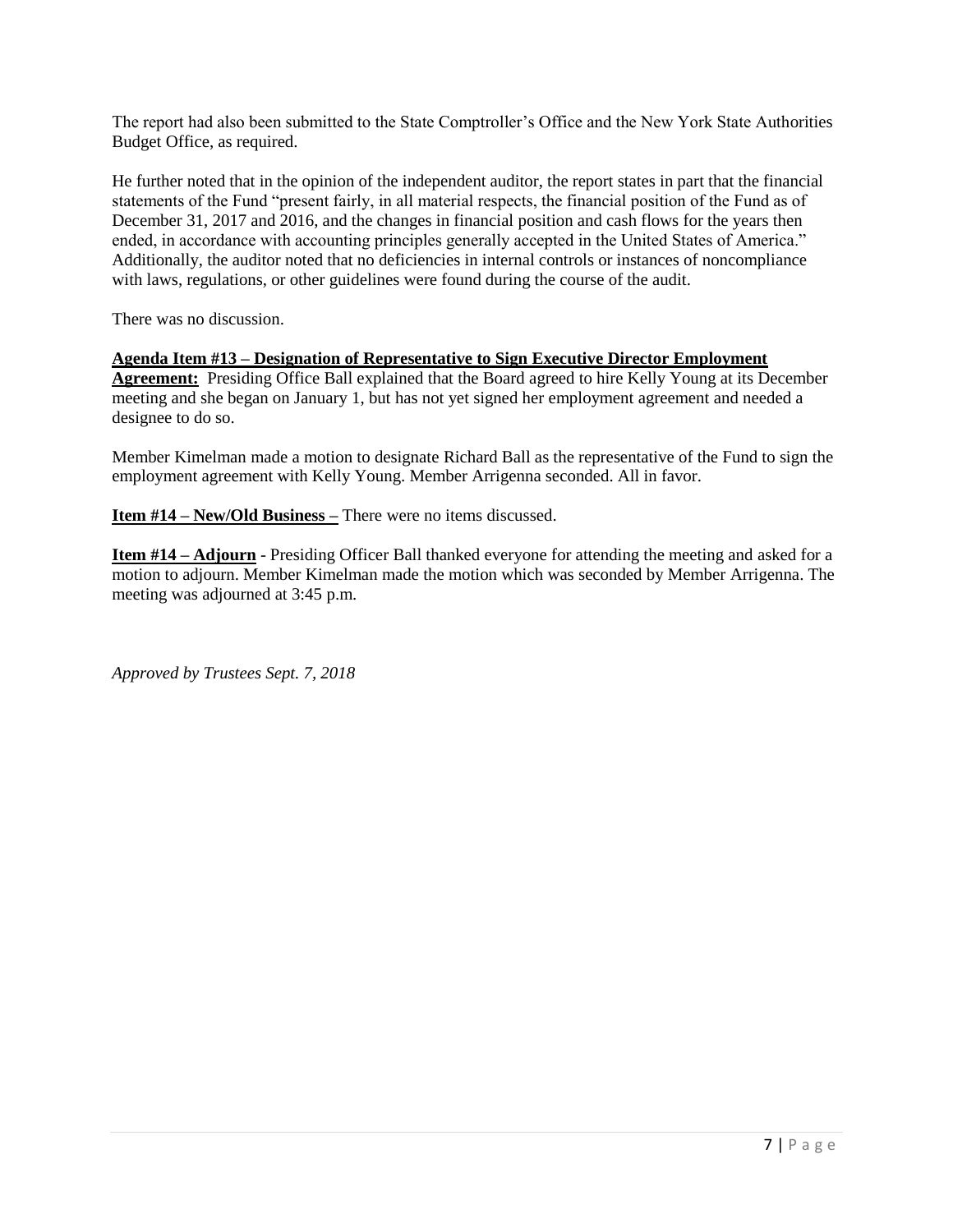The report had also been submitted to the State Comptroller's Office and the New York State Authorities Budget Office, as required.

He further noted that in the opinion of the independent auditor, the report states in part that the financial statements of the Fund "present fairly, in all material respects, the financial position of the Fund as of December 31, 2017 and 2016, and the changes in financial position and cash flows for the years then ended, in accordance with accounting principles generally accepted in the United States of America." Additionally, the auditor noted that no deficiencies in internal controls or instances of noncompliance with laws, regulations, or other guidelines were found during the course of the audit.

There was no discussion.

**Agenda Item #13 – Designation of Representative to Sign Executive Director Employment Agreement:** Presiding Office Ball explained that the Board agreed to hire Kelly Young at its December meeting and she began on January 1, but has not yet signed her employment agreement and needed a designee to do so.

Member Kimelman made a motion to designate Richard Ball as the representative of the Fund to sign the employment agreement with Kelly Young. Member Arrigenna seconded. All in favor.

**Item #14 – New/Old Business –** There were no items discussed.

**Item #14 – Adjourn** - Presiding Officer Ball thanked everyone for attending the meeting and asked for a motion to adjourn. Member Kimelman made the motion which was seconded by Member Arrigenna. The meeting was adjourned at 3:45 p.m.

*Approved by Trustees Sept. 7, 2018*